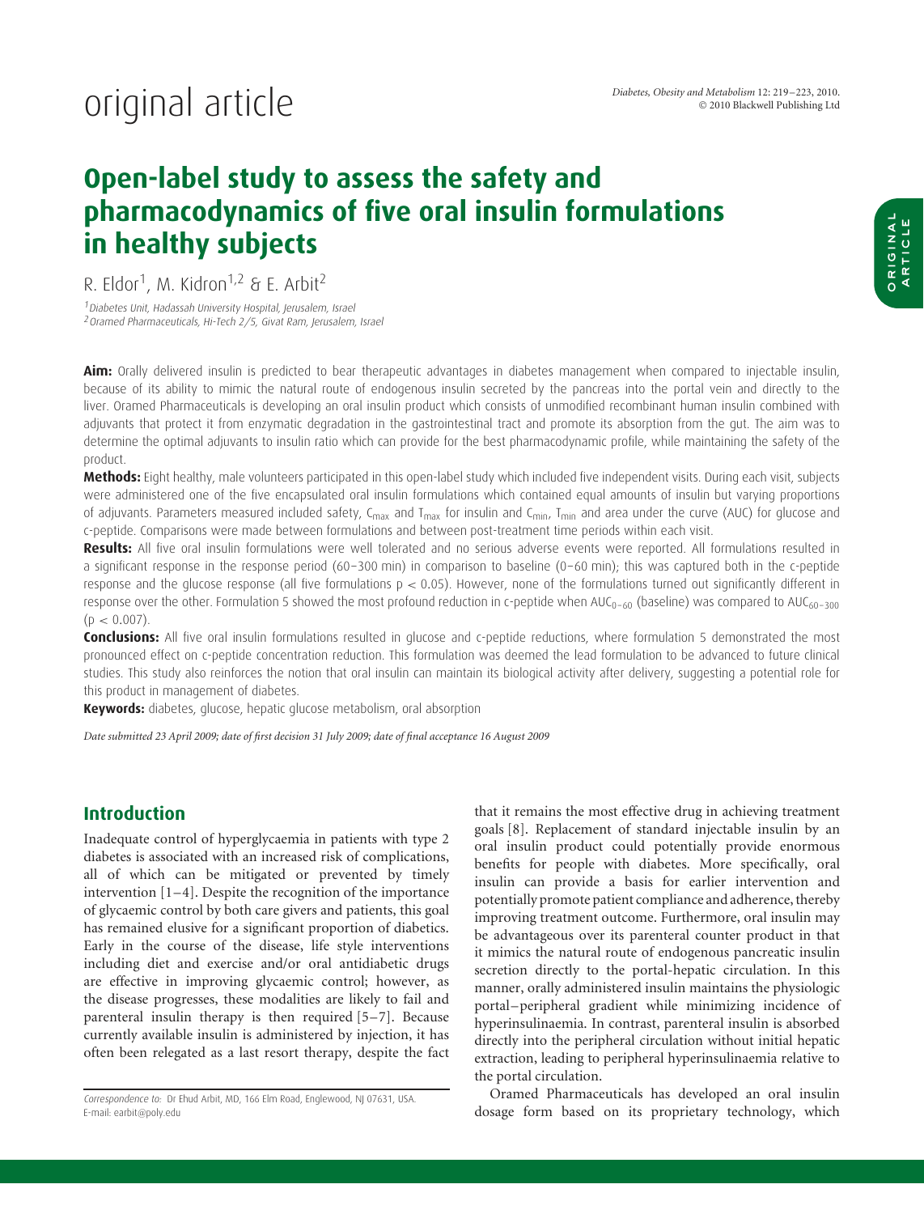original article

# Open-label study to assess the safety and pharmacodynamics of five oral insulin formulations in healthy subjects

R. Eldor[1], M. Kidron[1,2] & E. Arbit[2]

[1] Diabetes Unit, Hadassah University Hospital, Jerusalem, Israel
[2] Oramed Pharmaceuticals, Hi-Tech 2/5, Givat Ram, Jerusalem, Israel

**Aim:** Orally delivered insulin is predicted to bear therapeutic advantages in diabetes management when compared to injectable insulin, because of its ability to mimic the natural route of endogenous insulin secreted by the pancreas into the portal vein and directly to the liver. Oramed Pharmaceuticals is developing an oral insulin product which consists of unmodified recombinant human insulin combined with adjuvants that protect it from enzymatic degradation in the gastrointestinal tract and promote its absorption from the gut. The aim was to determine the optimal adjuvants to insulin ratio which can provide for the best pharmacodynamic profile, while maintaining the safety of the product.

**Methods:** Eight healthy, male volunteers participated in this open-label study which included five independent visits. During each visit, subjects were administered one of the five encapsulated oral insulin formulations which contained equal amounts of insulin but varying proportions of adjuvants. Parameters measured included safety, $C_{max}$ and $T_{max}$ for insulin and $C_{min}$, $T_{min}$ and area under the curve (AUC) for glucose and c-peptide. Comparisons were made between formulations and between post-treatment time periods within each visit.

**Results:** All five oral insulin formulations were well tolerated and no serious adverse events were reported. All formulations resulted in a significant response in the response period (60–300 min) in comparison to baseline (0–60 min); this was captured both in the c-peptide response and the glucose response (all five formulations $p < 0.05$). However, none of the formulations turned out significantly different in response over the other. Formulation 5 showed the most profound reduction in c-peptide when $AUC_{0-60}$ (baseline) was compared to $AUC_{60-300}$ ($p < 0.007$).

**Conclusions:** All five oral insulin formulations resulted in glucose and c-peptide reductions, where formulation 5 demonstrated the most pronounced effect on c-peptide concentration reduction. This formulation was deemed the lead formulation to be advanced to future clinical studies. This study also reinforces the notion that oral insulin can maintain its biological activity after delivery, suggesting a potential role for this product in management of diabetes.

**Keywords:** diabetes, glucose, hepatic glucose metabolism, oral absorption

*Date submitted 23 April 2009; date of first decision 31 July 2009; date of final acceptance 16 August 2009*

## Introduction

Inadequate control of hyperglycaemia in patients with type 2 diabetes is associated with an increased risk of complications, all of which can be mitigated or prevented by timely intervention [1–4]. Despite the recognition of the importance of glycaemic control by both care givers and patients, this goal has remained elusive for a significant proportion of diabetics. Early in the course of the disease, life style interventions including diet and exercise and/or oral antidiabetic drugs are effective in improving glycaemic control; however, as the disease progresses, these modalities are likely to fail and parenteral insulin therapy is then required [5–7]. Because currently available insulin is administered by injection, it has often been relegated as a last resort therapy, despite the fact that it remains the most effective drug in achieving treatment goals [8]. Replacement of standard injectable insulin by an oral insulin product could potentially provide enormous benefits for people with diabetes. More specifically, oral insulin can provide a basis for earlier intervention and potentially promote patient compliance and adherence, thereby improving treatment outcome. Furthermore, oral insulin may be advantageous over its parenteral counter product in that it mimics the natural route of endogenous pancreatic insulin secretion directly to the portal-hepatic circulation. In this manner, orally administered insulin maintains the physiologic portal–peripheral gradient while minimizing incidence of hyperinsulinaemia. In contrast, parenteral insulin is absorbed directly into the peripheral circulation without initial hepatic extraction, leading to peripheral hyperinsulinaemia relative to the portal circulation.

Oramed Pharmaceuticals has developed an oral insulin dosage form based on its proprietary technology, which

*Correspondence to:* Dr Ehud Arbit, MD, 166 Elm Road, Englewood, NJ 07631, USA.
E-mail: earbit@poly.edu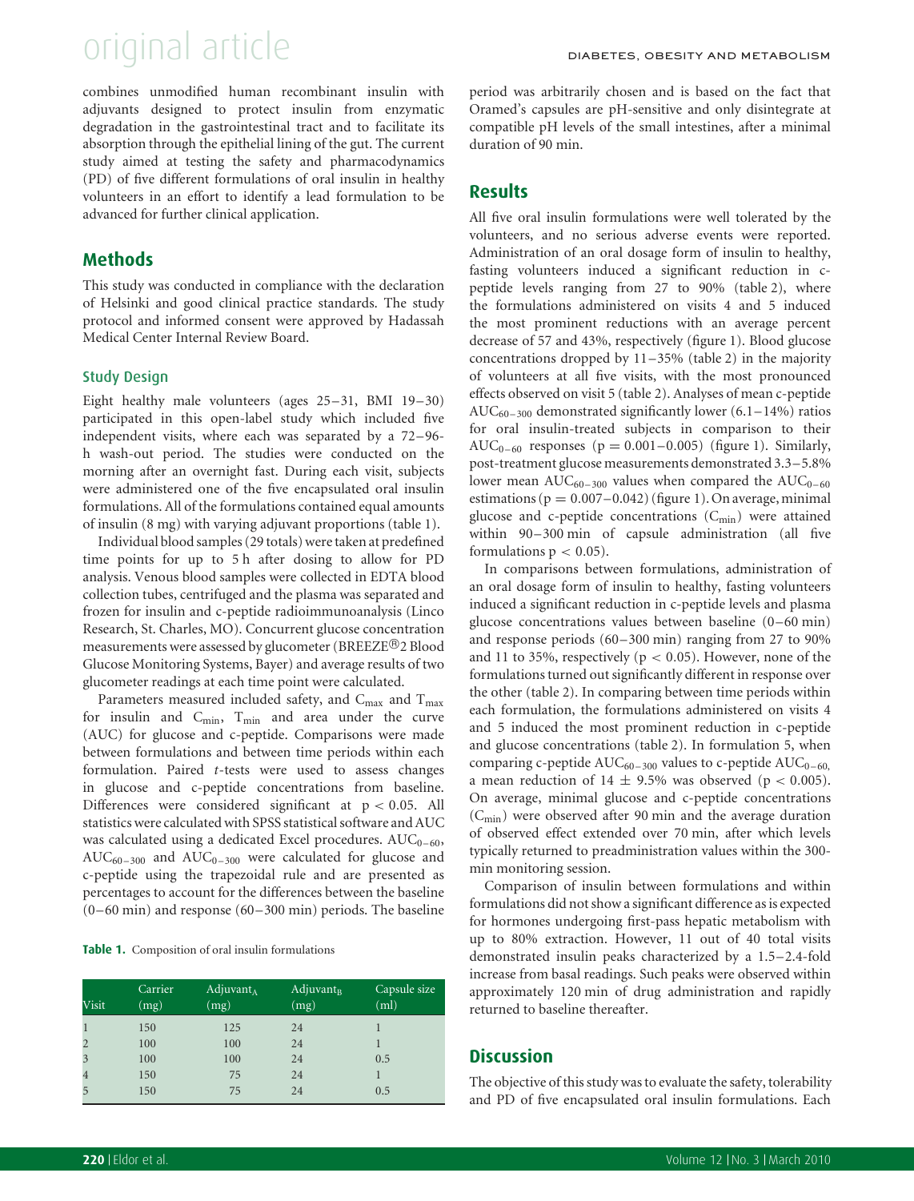combines unmodified human recombinant insulin with adjuvants designed to protect insulin from enzymatic degradation in the gastrointestinal tract and to facilitate its absorption through the epithelial lining of the gut. The current study aimed at testing the safety and pharmacodynamics (PD) of five different formulations of oral insulin in healthy volunteers in an effort to identify a lead formulation to be advanced for further clinical application.

## Methods

This study was conducted in compliance with the declaration of Helsinki and good clinical practice standards. The study protocol and informed consent were approved by Hadassah Medical Center Internal Review Board.

### Study Design

Eight healthy male volunteers (ages 25–31, BMI 19–30) participated in this open-label study which included five independent visits, where each was separated by a 72–96-h wash-out period. The studies were conducted on the morning after an overnight fast. During each visit, subjects were administered one of the five encapsulated oral insulin formulations. All of the formulations contained equal amounts of insulin (8 mg) with varying adjuvant proportions (table 1).

Individual blood samples (29 totals) were taken at predefined time points for up to 5 h after dosing to allow for PD analysis. Venous blood samples were collected in EDTA blood collection tubes, centrifuged and the plasma was separated and frozen for insulin and c-peptide radioimmunoanalysis (Linco Research, St. Charles, MO). Concurrent glucose concentration measurements were assessed by glucometer (BREEZE®2 Blood Glucose Monitoring Systems, Bayer) and average results of two glucometer readings at each time point were calculated.

Parameters measured included safety, and $C_{max}$ and $T_{max}$ for insulin and $C_{min}$, $T_{min}$ and area under the curve (AUC) for glucose and c-peptide. Comparisons were made between formulations and between time periods within each formulation. Paired *t*-tests were used to assess changes in glucose and c-peptide concentrations from baseline. Differences were considered significant at $p < 0.05$. All statistics were calculated with SPSS statistical software and AUC was calculated using a dedicated Excel procedures. $AUC_{0-60}$, $AUC_{60-300}$ and $AUC_{0-300}$ were calculated for glucose and c-peptide using the trapezoidal rule and are presented as percentages to account for the differences between the baseline (0–60 min) and response (60–300 min) periods. The baseline period was arbitrarily chosen and is based on the fact that Oramed's capsules are pH-sensitive and only disintegrate at compatible pH levels of the small intestines, after a minimal duration of 90 min.

**Table 1.** Composition of oral insulin formulations

| Visit | Carrier (mg) | $Adjuvant_A$ (mg) | $Adjuvant_B$ (mg) | Capsule size (ml) |
|---|---|---|---|---|
| 1 | 150 | 125 | 24 | 1 |
| 2 | 100 | 100 | 24 | 1 |
| 3 | 100 | 100 | 24 | 0.5 |
| 4 | 150 | 75 | 24 | 1 |
| 5 | 150 | 75 | 24 | 0.5 |

## Results

All five oral insulin formulations were well tolerated by the volunteers, and no serious adverse events were reported. Administration of an oral dosage form of insulin to healthy, fasting volunteers induced a significant reduction in c-peptide levels ranging from 27 to 90% (table 2), where the formulations administered on visits 4 and 5 induced the most prominent reductions with an average percent decrease of 57 and 43%, respectively (figure 1). Blood glucose concentrations dropped by 11–35% (table 2) in the majority of volunteers at all five visits, with the most pronounced effects observed on visit 5 (table 2). Analyses of mean c-peptide $AUC_{60-300}$ demonstrated significantly lower (6.1–14%) ratios for oral insulin-treated subjects in comparison to their $AUC_{0-60}$ responses ($p = 0.001–0.005$) (figure 1). Similarly, post-treatment glucose measurements demonstrated 3.3–5.8% lower mean $AUC_{60-300}$ values when compared the $AUC_{0-60}$ estimations ($p = 0.007–0.042$) (figure 1). On average, minimal glucose and c-peptide concentrations ($C_{min}$) were attained within 90–300 min of capsule administration (all five formulations $p < 0.05$).

In comparisons between formulations, administration of an oral dosage form of insulin to healthy, fasting volunteers induced a significant reduction in c-peptide levels and plasma glucose concentrations values between baseline (0–60 min) and response periods (60–300 min) ranging from 27 to 90% and 11 to 35%, respectively ($p < 0.05$). However, none of the formulations turned out significantly different in response over the other (table 2). In comparing between time periods within each formulation, the formulations administered on visits 4 and 5 induced the most prominent reduction in c-peptide and glucose concentrations (table 2). In formulation 5, when comparing c-peptide $AUC_{60-300}$ values to c-peptide $AUC_{0-60}$, a mean reduction of $14 \pm 9.5\%$ was observed ($p < 0.005$). On average, minimal glucose and c-peptide concentrations ($C_{min}$) were observed after 90 min and the average duration of observed effect extended over 70 min, after which levels typically returned to preadministration values within the 300-min monitoring session.

Comparison of insulin between formulations and within formulations did not show a significant difference as is expected for hormones undergoing first-pass hepatic metabolism with up to 80% extraction. However, 11 out of 40 total visits demonstrated insulin peaks characterized by a 1.5–2.4-fold increase from basal readings. Such peaks were observed within approximately 120 min of drug administration and rapidly returned to baseline thereafter.

## Discussion

The objective of this study was to evaluate the safety, tolerability and PD of five encapsulated oral insulin formulations. Each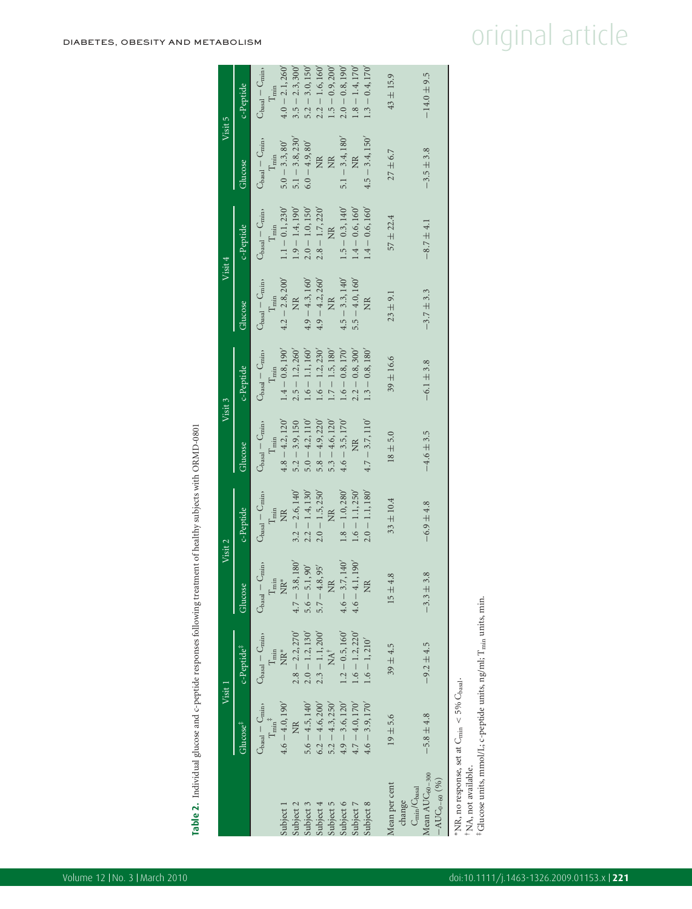**Table 2.** Individual glucose and c-peptide responses following treatment of healthy subjects with ORMD-0801

| | Visit 1 | | Visit 2 | | Visit 3 | | Visit 4 | | Visit 5 | |
|---|---|---|---|---|---|---|---|---|---|---|
| | Glucose[‡] | c-Peptide[‡] | Glucose | c-Peptide | Glucose | c-Peptide | Glucose | c-Peptide | Glucose | c-Peptide |
| | $C_{basal} - C_{min}$, $T_{min}$[‡] | $C_{basal} - C_{min}$, $T_{min}$ | $C_{basal} - C_{min}$, $T_{min}$ | $C_{basal} - C_{min}$, $T_{min}$ | $C_{basal} - C_{min}$, $T_{min}$ | $C_{basal} - C_{min}$, $T_{min}$ | $C_{basal} - C_{min}$, $T_{min}$ | $C_{basal} - C_{min}$, $T_{min}$ | $C_{basal} - C_{min}$, $T_{min}$ | $C_{basal} - C_{min}$, $T_{min}$ |
| Subject 1 | 4.6 − 4.0, 190′ | NR* | NR* | NR | 4.8 − 4.2, 120′ | 1.4 − 0.8, 190′ | 4.2 − 2.8, 200′ | 1.1 − 0.1, 230′ | 5.0 − 3.3, 80′ | 4.0 − 2.1, 260′ |
| Subject 2 | NR | 2.8 − 2.2, 270′ | 4.7 − 3.8, 180′ | 3.2 − 2.6, 140′ | 5.2 − 3.9, 150 | 2.5 − 1.2, 260′ | NR | 1.9 − 1.4, 190′ | 5.1 − 3.8, 230′ | 3.5 − 2.3, 300′ |
| Subject 3 | 5.6 − 4.5, 140′ | 2.0 − 1.2, 130′ | 5.6 − 5.1, 90′ | 2.2 − 1.4, 130′ | 5.0 − 4.2, 110′ | 1.6 − 1.1, 160′ | 4.9 − 4.3, 160′ | 2.0 − 1.0, 150′ | 6.0 − 4.9, 80′ | 5.2 − 3.0, 150′ |
| Subject 4 | 6.2 − 4.6, 200′ | 2.3 − 1.1, 200′ | 5.7 − 4.8, 95′ | 2.0 − 1.5, 250′ | 5.8 − 4.9, 220′ | 1.6 − 1.2, 230′ | 4.9 − 4.2, 260′ | 2.8 − 1.7, 220′ | NR | 2.2 − 1.6, 160′ |
| Subject 5 | 5.2 − 4.3, 250′ | NA[†] | NR | NR | 5.3 − 4.6, 120′ | 1.7 − 1.5, 180′ | NR | NR | NR | 1.5 − 0.9, 200′ |
| Subject 6 | 4.9 − 3.6, 120′ | 1.2 − 0.5, 160′ | 4.6 − 3.7, 140′ | 1.8 − 1.0, 280′ | 4.6 − 3.5, 170′ | 1.6 − 0.8, 170′ | 4.5 − 3.3, 140′ | 1.5 − 0.3, 140′ | 5.1 − 3.4, 180′ | 2.0 − 0.8, 190′ |
| Subject 7 | 4.7 − 4.0, 170′ | 1.6 − 1.2, 220′ | 4.6 − 4.1, 190′ | 1.6 − 1.1, 250′ | NR | 2.2 − 0.8, 300′ | 5.5 − 4.0, 160′ | 1.4 − 0.6, 160′ | NR | 1.8 − 1.4, 170′ |
| Subject 8 | 4.6 − 3.9, 170′ | 1.6 − 1, 210′ | NR | 2.0 − 1.1, 180′ | 4.7 − 3.7, 110′ | 1.3 − 0.8, 180′ | NR | 1.4 − 0.6, 160′ | 4.5 − 3.4, 150′ | 1.3 − 0.4, 170′ |
| Mean per cent change $C_{min}/C_{basal}$ | 19 ± 5.6 | 39 ± 4.5 | 15 ± 4.8 | 33 ± 10.4 | 18 ± 5.0 | 39 ± 16.6 | 23 ± 9.1 | 57 ± 22.4 | 27 ± 6.7 | 43 ± 15.9 |
| Mean $AUC_{60-300}$ $-AUC_{0-60}$ (%) | −5.8 ± 4.8 | −9.2 ± 4.5 | −3.3 ± 3.8 | −6.9 ± 4.8 | −4.6 ± 3.5 | −6.1 ± 3.8 | −3.7 ± 3.3 | −8.7 ± 4.1 | −3.5 ± 3.8 | −14.0 ± 9.5 |

*NR, no response, set at $C_{min} < 5\%$ $C_{basal}$.
†NA, not available.
‡Glucose units, mmol/L; c-peptide units, ng/ml; $T_{min}$ units, min.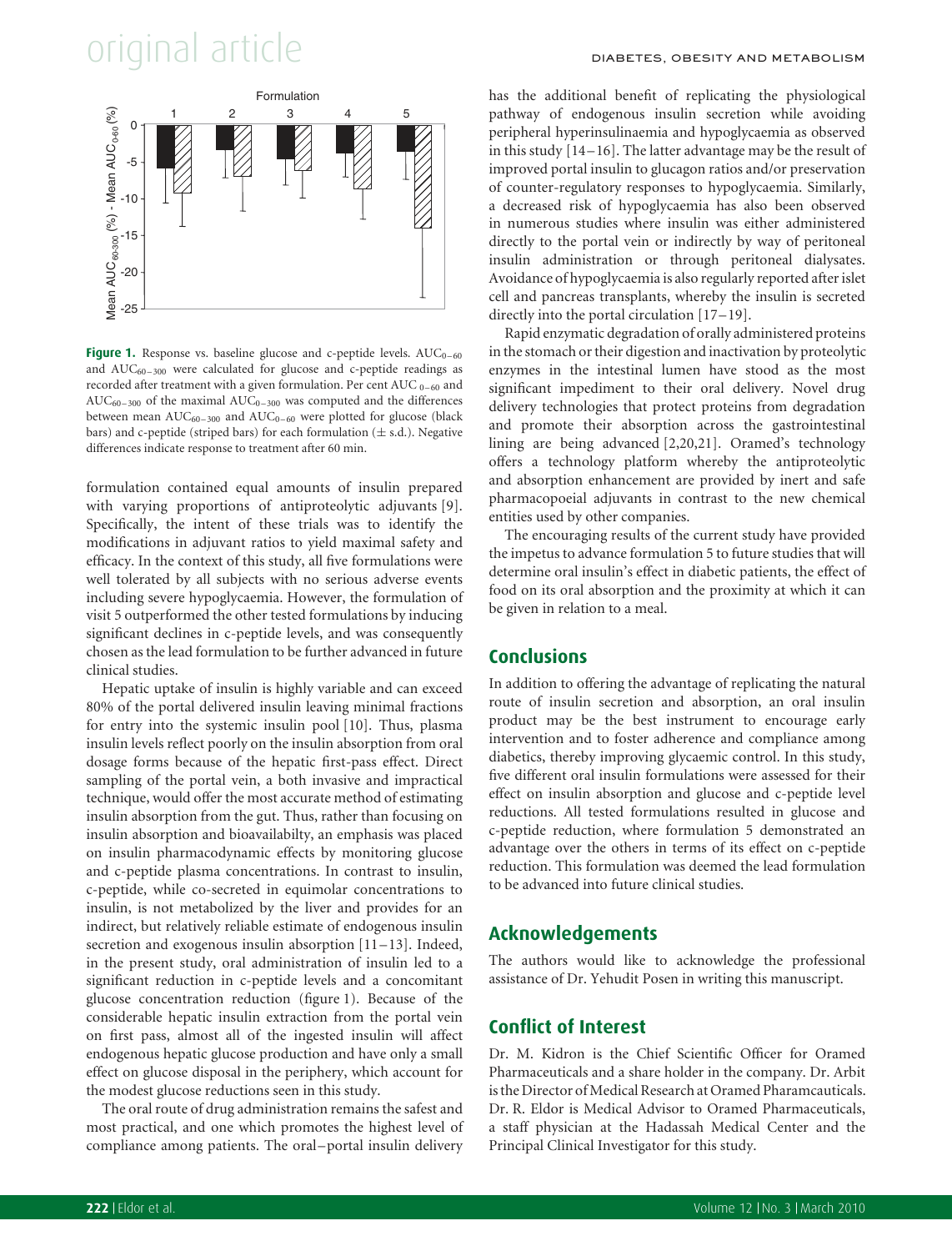**Figure 1.** Response vs. baseline glucose and c-peptide levels. $AUC_{0-60}$ and $AUC_{60-300}$ were calculated for glucose and c-peptide readings as recorded after treatment with a given formulation. Per cent $AUC_{0-60}$ and $AUC_{60-300}$ of the maximal $AUC_{0-300}$ was computed and the differences between mean $AUC_{60-300}$ and $AUC_{0-60}$ were plotted for glucose (black bars) and c-peptide (striped bars) for each formulation (± s.d.). Negative differences indicate response to treatment after 60 min.

formulation contained equal amounts of insulin prepared with varying proportions of antiproteolytic adjuvants [9]. Specifically, the intent of these trials was to identify the modifications in adjuvant ratios to yield maximal safety and efficacy. In the context of this study, all five formulations were well tolerated by all subjects with no serious adverse events including severe hypoglycaemia. However, the formulation of visit 5 outperformed the other tested formulations by inducing significant declines in c-peptide levels, and was consequently chosen as the lead formulation to be further advanced in future clinical studies.

Hepatic uptake of insulin is highly variable and can exceed 80% of the portal delivered insulin leaving minimal fractions for entry into the systemic insulin pool [10]. Thus, plasma insulin levels reflect poorly on the insulin absorption from oral dosage forms because of the hepatic first-pass effect. Direct sampling of the portal vein, a both invasive and impractical technique, would offer the most accurate method of estimating insulin absorption from the gut. Thus, rather than focusing on insulin absorption and bioavailabilty, an emphasis was placed on insulin pharmacodynamic effects by monitoring glucose and c-peptide plasma concentrations. In contrast to insulin, c-peptide, while co-secreted in equimolar concentrations to insulin, is not metabolized by the liver and provides for an indirect, but relatively reliable estimate of endogenous insulin secretion and exogenous insulin absorption [11–13]. Indeed, in the present study, oral administration of insulin led to a significant reduction in c-peptide levels and a concomitant glucose concentration reduction (figure 1). Because of the considerable hepatic insulin extraction from the portal vein on first pass, almost all of the ingested insulin will affect endogenous hepatic glucose production and have only a small effect on glucose disposal in the periphery, which account for the modest glucose reductions seen in this study.

The oral route of drug administration remains the safest and most practical, and one which promotes the highest level of compliance among patients. The oral–portal insulin delivery has the additional benefit of replicating the physiological pathway of endogenous insulin secretion while avoiding peripheral hyperinsulinaemia and hypoglycaemia as observed in this study [14–16]. The latter advantage may be the result of improved portal insulin to glucagon ratios and/or preservation of counter-regulatory responses to hypoglycaemia. Similarly, a decreased risk of hypoglycaemia has also been observed in numerous studies where insulin was either administered directly to the portal vein or indirectly by way of peritoneal insulin administration or through peritoneal dialysates. Avoidance of hypoglycaemia is also regularly reported after islet cell and pancreas transplants, whereby the insulin is secreted directly into the portal circulation [17–19].

Rapid enzymatic degradation of orally administered proteins in the stomach or their digestion and inactivation by proteolytic enzymes in the intestinal lumen have stood as the most significant impediment to their oral delivery. Novel drug delivery technologies that protect proteins from degradation and promote their absorption across the gastrointestinal lining are being advanced [2,20,21]. Oramed's technology offers a technology platform whereby the antiproteolytic and absorption enhancement are provided by inert and safe pharmacopoeial adjuvants in contrast to the new chemical entities used by other companies.

The encouraging results of the current study have provided the impetus to advance formulation 5 to future studies that will determine oral insulin's effect in diabetic patients, the effect of food on its oral absorption and the proximity at which it can be given in relation to a meal.

## Conclusions

In addition to offering the advantage of replicating the natural route of insulin secretion and absorption, an oral insulin product may be the best instrument to encourage early intervention and to foster adherence and compliance among diabetics, thereby improving glycaemic control. In this study, five different oral insulin formulations were assessed for their effect on insulin absorption and glucose and c-peptide level reductions. All tested formulations resulted in glucose and c-peptide reduction, where formulation 5 demonstrated an advantage over the others in terms of its effect on c-peptide reduction. This formulation was deemed the lead formulation to be advanced into future clinical studies.

## Acknowledgements

The authors would like to acknowledge the professional assistance of Dr. Yehudit Posen in writing this manuscript.

## Conflict of Interest

Dr. M. Kidron is the Chief Scientific Officer for Oramed Pharmaceuticals and a share holder in the company. Dr. Arbit is the Director of Medical Research at Oramed Pharamcauticals. Dr. R. Eldor is Medical Advisor to Oramed Pharmaceuticals, a staff physician at the Hadassah Medical Center and the Principal Clinical Investigator for this study.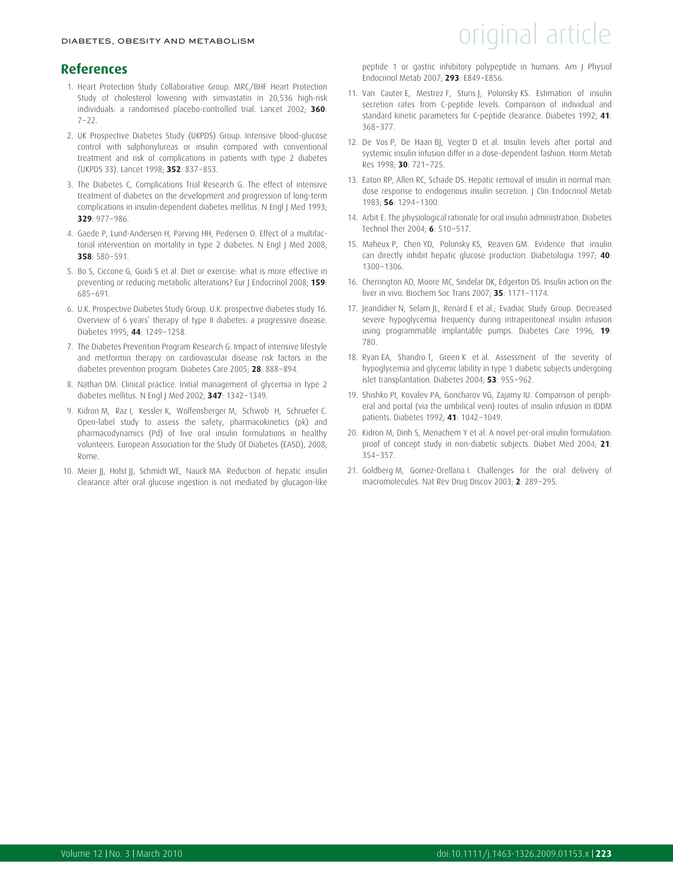## References

1. Heart Protection Study Collaborative Group. MRC/BHF Heart Protection Study of cholesterol lowering with simvastatin in 20,536 high-risk individuals: a randomised placebo-controlled trial. Lancet 2002; **360**: 7–22.

2. UK Prospective Diabetes Study (UKPDS) Group. Intensive blood-glucose control with sulphonylureas or insulin compared with conventional treatment and risk of complications in patients with type 2 diabetes (UKPDS 33). Lancet 1998; **352**: 837–853.

3. The Diabetes C, Complications Trial Research G. The effect of intensive treatment of diabetes on the development and progression of long-term complications in insulin-dependent diabetes mellitus. N Engl J Med 1993; **329**: 977–986.

4. Gaede P, Lund-Andersen H, Parving HH, Pedersen O. Effect of a multifactorial intervention on mortality in type 2 diabetes. N Engl J Med 2008; **358**: 580–591.

5. Bo S, Ciccone G, Guidi S et al. Diet or exercise: what is more effective in preventing or reducing metabolic alterations? Eur J Endocrinol 2008; **159**: 685–691.

6. U.K. Prospective Diabetes Study Group. U.K. prospective diabetes study 16. Overview of 6 years' therapy of type II diabetes: a progressive disease. Diabetes 1995; **44**: 1249–1258.

7. The Diabetes Prevention Program Research G. Impact of intensive lifestyle and metformin therapy on cardiovascular disease risk factors in the diabetes prevention program. Diabetes Care 2005; **28**: 888–894.

8. Nathan DM. Clinical practice. Initial management of glycemia in type 2 diabetes mellitus. N Engl J Med 2002; **347**: 1342–1349.

9. Kidron M, Raz I, Kessler K, Wolfensberger M, Schwob H, Schruefer C. Open-label study to assess the safety, pharmacokinetics (pk) and pharmacodynamics (Pd) of five oral insulin formulations in healthy volunteers. European Association for the Study Of Diabetes (EASD), 2008; Rome.

10. Meier JJ, Holst JJ, Schmidt WE, Nauck MA. Reduction of hepatic insulin clearance after oral glucose ingestion is not mediated by glucagon-like peptide 1 or gastric inhibitory polypeptide in humans. Am J Physiol Endocrinol Metab 2007; **293**: E849–E856.

11. Van Cauter E, Mestrez F, Sturis J, Polonsky KS. Estimation of insulin secretion rates from C-peptide levels. Comparison of individual and standard kinetic parameters for C-peptide clearance. Diabetes 1992; **41**: 368–377.

12. De Vos P, De Haan BJ, Vegter D et al. Insulin levels after portal and systemic insulin infusion differ in a dose-dependent fashion. Horm Metab Res 1998; **30**: 721–725.

13. Eaton RP, Allen RC, Schade DS. Hepatic removal of insulin in normal man: dose response to endogenous insulin secretion. J Clin Endocrinol Metab 1983; **56**: 1294–1300.

14. Arbit E. The physiological rationale for oral insulin administration. Diabetes Technol Ther 2004; **6**: 510–517.

15. Maheux P, Chen YD, Polonsky KS, Reaven GM. Evidence that insulin can directly inhibit hepatic glucose production. Diabetologia 1997; **40**: 1300–1306.

16. Cherrington AD, Moore MC, Sindelar DK, Edgerton DS. Insulin action on the liver in vivo. Biochem Soc Trans 2007; **35**: 1171–1174.

17. Jeandidier N, Selam JL, Renard E et al.; Evadiac Study Group. Decreased severe hypoglycemia frequency during intraperitoneal insulin infusion using programmable implantable pumps. Diabetes Care 1996; **19**: 780.

18. Ryan EA, Shandro T, Green K et al. Assessment of the severity of hypoglycemia and glycemic lability in type 1 diabetic subjects undergoing islet transplantation. Diabetes 2004; **53**: 955–962.

19. Shishko PI, Kovalev PA, Goncharov VG, Zajarny IU. Comparison of peripheral and portal (via the umbilical vein) routes of insulin infusion in IDDM patients. Diabetes 1992; **41**: 1042–1049.

20. Kidron M, Dinh S, Menachem Y et al. A novel per-oral insulin formulation: proof of concept study in non-diabetic subjects. Diabet Med 2004; **21**: 354–357.

21. Goldberg M, Gomez-Orellana I. Challenges for the oral delivery of macromolecules. Nat Rev Drug Discov 2003; **2**: 289–295.